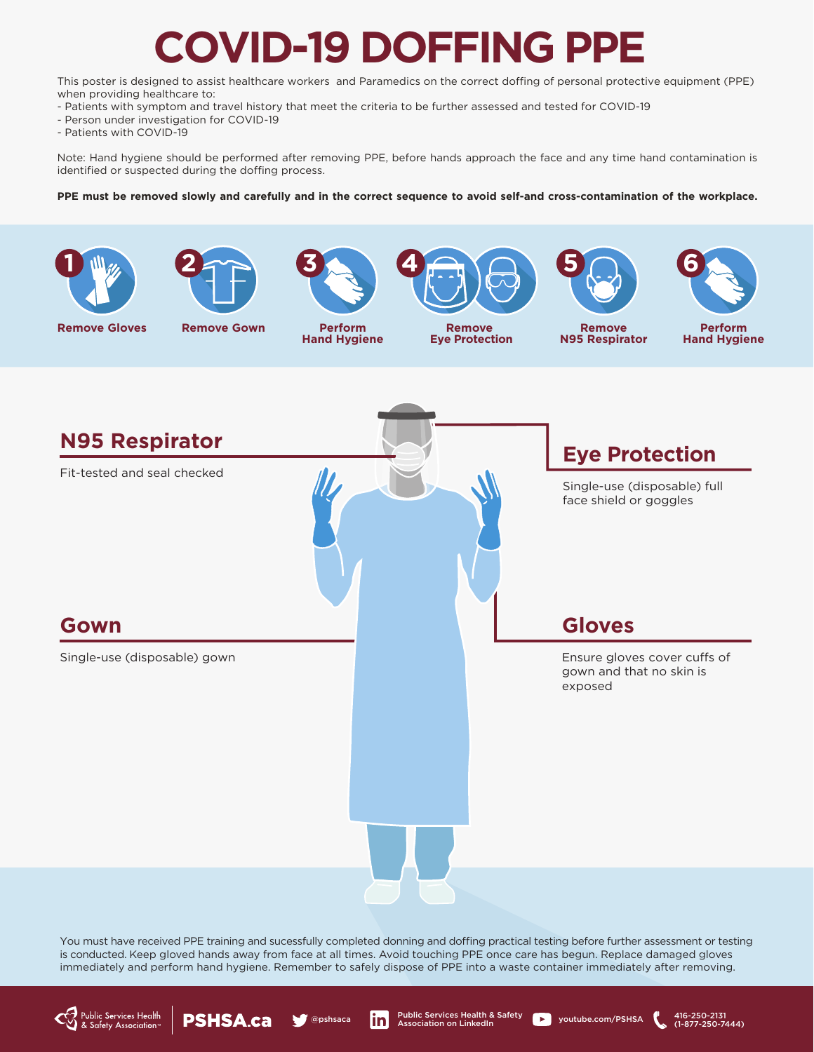# COVID-19 DOFFING PPE

This poster is designed to assist healthcare workers and Paramedics on the correct doffing of personal protective equipment (PPE) when providing healthcare to:

- Patients with symptom and travel history that meet the criteria to be further assessed and tested for COVID-19
- Person under investigation for COVID-19
- Patients with COVID-19

Note: Hand hygiene should be performed after removing PPE, before hands approach the face and any time hand contamination is identified or suspected during the doffing process.

**PPE must be removed slowly and carefully and in the correct sequence to avoid self-and cross-contamination of the workplace.**

1. **Remove Gloves**
2. **Remove Gown**
3. **Perform Hand Hygiene**
4. **Remove Eye Protection**
5. **Remove N95 Respirator**
6. **Perform Hand Hygiene**

## N95 Respirator

Fit-tested and seal checked

## Eye Protection

Single-use (disposable) full face shield or goggles

## Gown

Single-use (disposable) gown

## Gloves

Ensure gloves cover cuffs of gown and that no skin is exposed

You must have received PPE training and sucessfully completed donning and doffing practical testing before further assessment or testing is conducted. Keep gloved hands away from face at all times. Avoid touching PPE once care has begun. Replace damaged gloves immediately and perform hand hygiene. Remember to safely dispose of PPE into a waste container immediately after removing.

Public Services Health & Safety Association™ | PSHSA.ca | @pshsaca | Public Services Health & Safety Association on LinkedIn | youtube.com/PSHSA | 416-250-2131 (1-877-250-7444)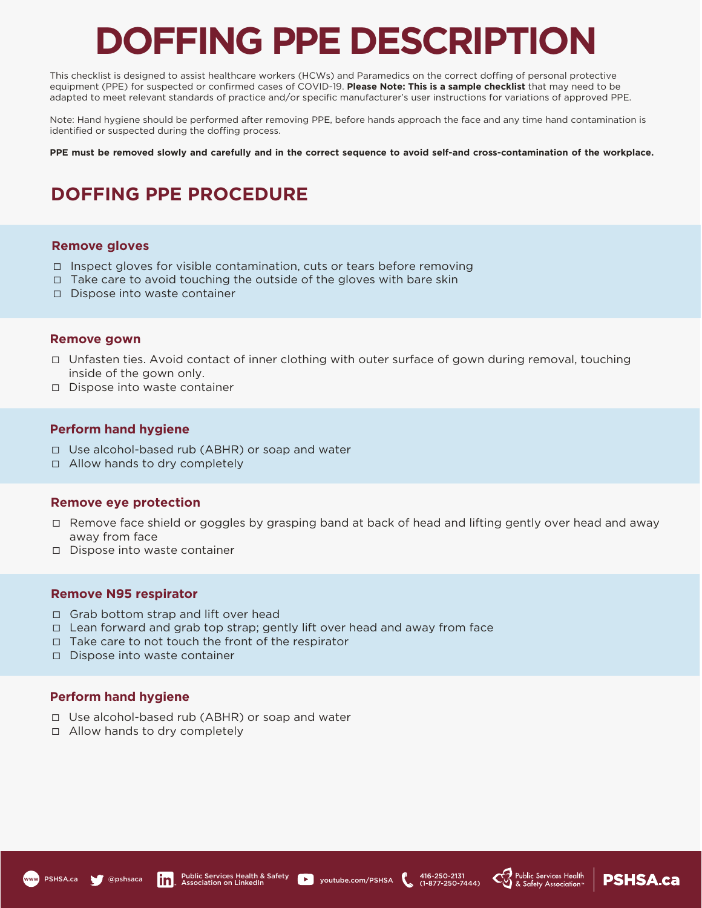# DOFFING PPE DESCRIPTION

This checklist is designed to assist healthcare workers (HCWs) and Paramedics on the correct doffing of personal protective equipment (PPE) for suspected or confirmed cases of COVID-19. **Please Note: This is a sample checklist** that may need to be adapted to meet relevant standards of practice and/or specific manufacturer's user instructions for variations of approved PPE.

Note: Hand hygiene should be performed after removing PPE, before hands approach the face and any time hand contamination is identified or suspected during the doffing process.

**PPE must be removed slowly and carefully and in the correct sequence to avoid self-and cross-contamination of the workplace.**

## DOFFING PPE PROCEDURE

### Remove gloves

- ☐ Inspect gloves for visible contamination, cuts or tears before removing
- ☐ Take care to avoid touching the outside of the gloves with bare skin
- ☐ Dispose into waste container

### Remove gown

- ☐ Unfasten ties. Avoid contact of inner clothing with outer surface of gown during removal, touching inside of the gown only.
- ☐ Dispose into waste container

### Perform hand hygiene

- ☐ Use alcohol-based rub (ABHR) or soap and water
- ☐ Allow hands to dry completely

### Remove eye protection

- ☐ Remove face shield or goggles by grasping band at back of head and lifting gently over head and away away from face
- ☐ Dispose into waste container

### Remove N95 respirator

- ☐ Grab bottom strap and lift over head
- ☐ Lean forward and grab top strap; gently lift over head and away from face
- ☐ Take care to not touch the front of the respirator
- ☐ Dispose into waste container

### Perform hand hygiene

- ☐ Use alcohol-based rub (ABHR) or soap and water
- ☐ Allow hands to dry completely

PSHSA.ca @pshsaca Public Services Health & Safety Association on LinkedIn youtube.com/PSHSA 416-250-2131 (1-877-250-7444) Public Services Health & Safety Association PSHSA.ca